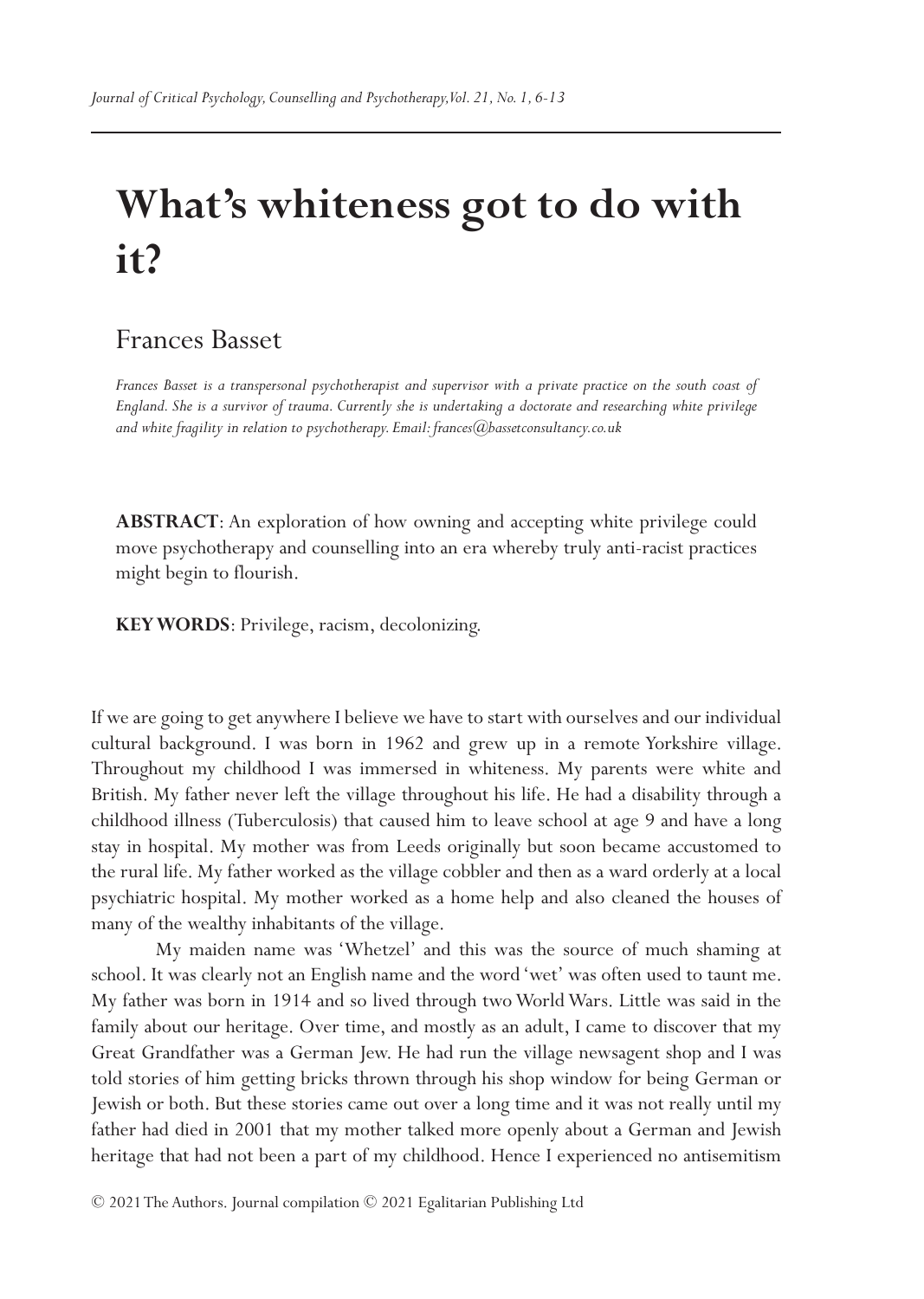# What's whiteness got to do with it?

Frances Basset

*Frances Basset is a transpersonal psychotherapist and supervisor with a private practice on the south coast of England. She is a survivor of trauma. Currently she is undertaking a doctorate and researching white privilege and white fragility in relation to psychotherapy. Email: frances@bassetconsultancy.co.uk*

**ABSTRACT**: An exploration of how owning and accepting white privilege could move psychotherapy and counselling into an era whereby truly anti-racist practices might begin to flourish.

**KEY WORDS**: Privilege, racism, decolonizing.

If we are going to get anywhere I believe we have to start with ourselves and our individual cultural background. I was born in 1962 and grew up in a remote Yorkshire village. Throughout my childhood I was immersed in whiteness. My parents were white and British. My father never left the village throughout his life. He had a disability through a childhood illness (Tuberculosis) that caused him to leave school at age 9 and have a long stay in hospital. My mother was from Leeds originally but soon became accustomed to the rural life. My father worked as the village cobbler and then as a ward orderly at a local psychiatric hospital. My mother worked as a home help and also cleaned the houses of many of the wealthy inhabitants of the village.

My maiden name was 'Whetzel' and this was the source of much shaming at school. It was clearly not an English name and the word 'wet' was often used to taunt me. My father was born in 1914 and so lived through two World Wars. Little was said in the family about our heritage. Over time, and mostly as an adult, I came to discover that my Great Grandfather was a German Jew. He had run the village newsagent shop and I was told stories of him getting bricks thrown through his shop window for being German or Jewish or both. But these stories came out over a long time and it was not really until my father had died in 2001 that my mother talked more openly about a German and Jewish heritage that had not been a part of my childhood. Hence I experienced no antisemitism

© 2021 The Authors. Journal compilation © 2021 Egalitarian Publishing Ltd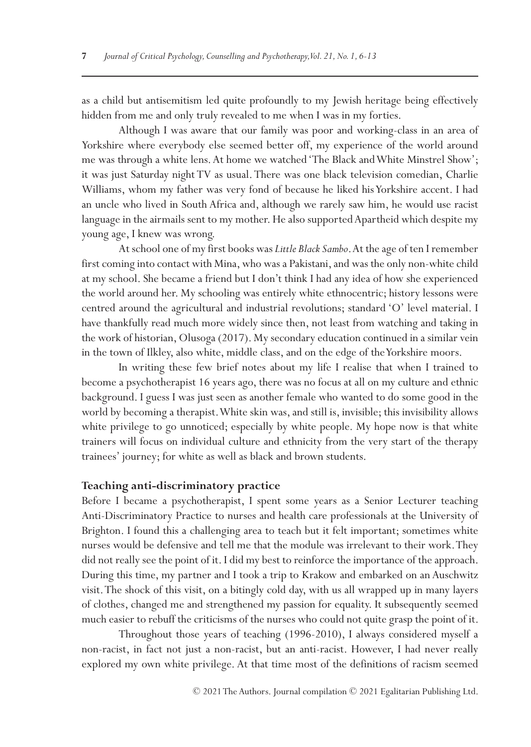as a child but antisemitism led quite profoundly to my Jewish heritage being effectively hidden from me and only truly revealed to me when I was in my forties.

Although I was aware that our family was poor and working-class in an area of Yorkshire where everybody else seemed better off, my experience of the world around me was through a white lens. At home we watched 'The Black and White Minstrel Show'; it was just Saturday night TV as usual. There was one black television comedian, Charlie Williams, whom my father was very fond of because he liked his Yorkshire accent. I had an uncle who lived in South Africa and, although we rarely saw him, he would use racist language in the airmails sent to my mother. He also supported Apartheid which despite my young age, I knew was wrong.

At school one of my first books was *Little Black Sambo*. At the age of ten I remember first coming into contact with Mina, who was a Pakistani, and was the only non-white child at my school. She became a friend but I don't think I had any idea of how she experienced the world around her. My schooling was entirely white ethnocentric; history lessons were centred around the agricultural and industrial revolutions; standard 'O' level material. I have thankfully read much more widely since then, not least from watching and taking in the work of historian, Olusoga (2017). My secondary education continued in a similar vein in the town of Ilkley, also white, middle class, and on the edge of the Yorkshire moors.

In writing these few brief notes about my life I realise that when I trained to become a psychotherapist 16 years ago, there was no focus at all on my culture and ethnic background. I guess I was just seen as another female who wanted to do some good in the world by becoming a therapist. White skin was, and still is, invisible; this invisibility allows white privilege to go unnoticed; especially by white people. My hope now is that white trainers will focus on individual culture and ethnicity from the very start of the therapy trainees' journey; for white as well as black and brown students.

## Teaching anti-discriminatory practice

Before I became a psychotherapist, I spent some years as a Senior Lecturer teaching Anti-Discriminatory Practice to nurses and health care professionals at the University of Brighton. I found this a challenging area to teach but it felt important; sometimes white nurses would be defensive and tell me that the module was irrelevant to their work. They did not really see the point of it. I did my best to reinforce the importance of the approach. During this time, my partner and I took a trip to Krakow and embarked on an Auschwitz visit. The shock of this visit, on a bitingly cold day, with us all wrapped up in many layers of clothes, changed me and strengthened my passion for equality. It subsequently seemed much easier to rebuff the criticisms of the nurses who could not quite grasp the point of it.

Throughout those years of teaching (1996-2010), I always considered myself a non-racist, in fact not just a non-racist, but an anti-racist. However, I had never really explored my own white privilege. At that time most of the definitions of racism seemed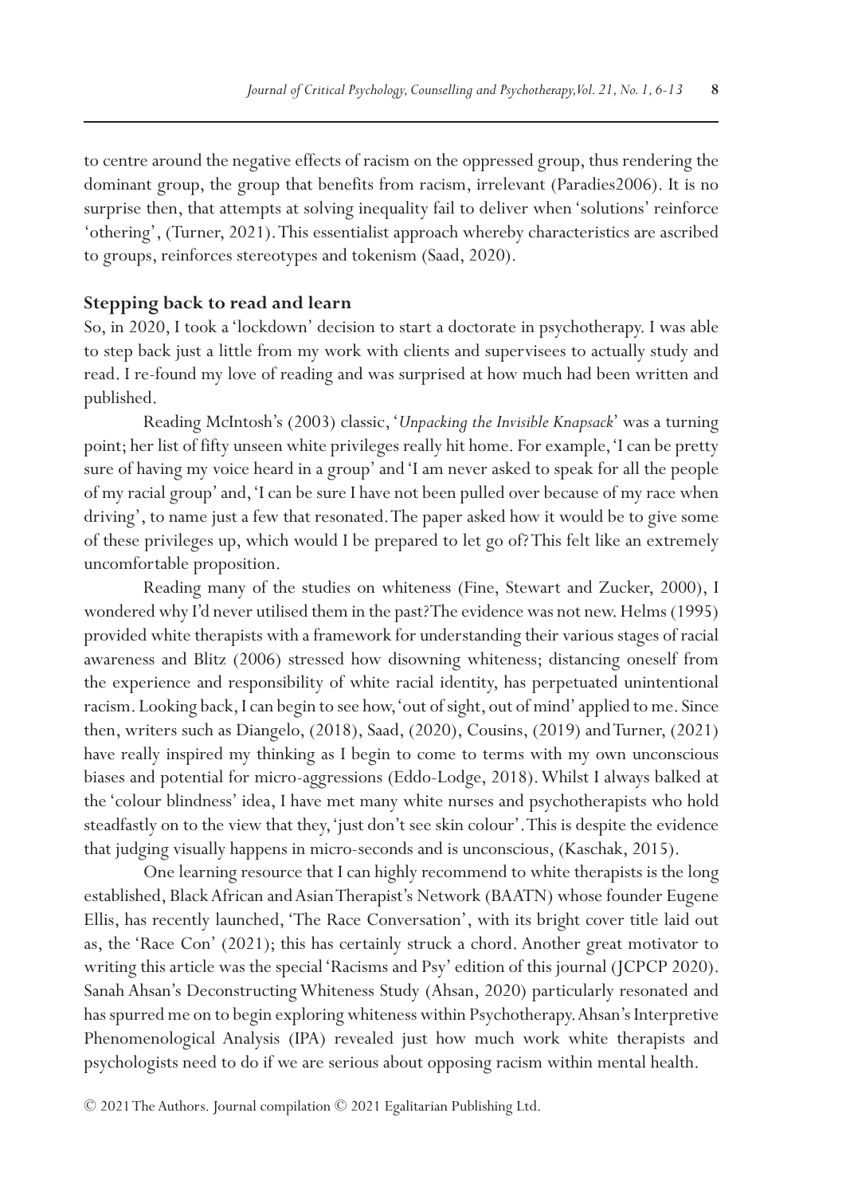to centre around the negative effects of racism on the oppressed group, thus rendering the dominant group, the group that benefits from racism, irrelevant (Paradies2006). It is no surprise then, that attempts at solving inequality fail to deliver when 'solutions' reinforce 'othering', (Turner, 2021). This essentialist approach whereby characteristics are ascribed to groups, reinforces stereotypes and tokenism (Saad, 2020).

### Stepping back to read and learn

So, in 2020, I took a 'lockdown' decision to start a doctorate in psychotherapy. I was able to step back just a little from my work with clients and supervisees to actually study and read. I re-found my love of reading and was surprised at how much had been written and published.

Reading McIntosh's (2003) classic, '*Unpacking the Invisible Knapsack*' was a turning point; her list of fifty unseen white privileges really hit home. For example, 'I can be pretty sure of having my voice heard in a group' and 'I am never asked to speak for all the people of my racial group' and, 'I can be sure I have not been pulled over because of my race when driving', to name just a few that resonated. The paper asked how it would be to give some of these privileges up, which would I be prepared to let go of? This felt like an extremely uncomfortable proposition.

Reading many of the studies on whiteness (Fine, Stewart and Zucker, 2000), I wondered why I'd never utilised them in the past? The evidence was not new. Helms (1995) provided white therapists with a framework for understanding their various stages of racial awareness and Blitz (2006) stressed how disowning whiteness; distancing oneself from the experience and responsibility of white racial identity, has perpetuated unintentional racism. Looking back, I can begin to see how, 'out of sight, out of mind' applied to me. Since then, writers such as Diangelo, (2018), Saad, (2020), Cousins, (2019) and Turner, (2021) have really inspired my thinking as I begin to come to terms with my own unconscious biases and potential for micro-aggressions (Eddo-Lodge, 2018). Whilst I always balked at the 'colour blindness' idea, I have met many white nurses and psychotherapists who hold steadfastly on to the view that they, 'just don't see skin colour'. This is despite the evidence that judging visually happens in micro-seconds and is unconscious, (Kaschak, 2015).

One learning resource that I can highly recommend to white therapists is the long established, Black African and Asian Therapist's Network (BAATN) whose founder Eugene Ellis, has recently launched, 'The Race Conversation', with its bright cover title laid out as, the 'Race Con' (2021); this has certainly struck a chord. Another great motivator to writing this article was the special 'Racisms and Psy' edition of this journal (JCPCP 2020). Sanah Ahsan's Deconstructing Whiteness Study (Ahsan, 2020) particularly resonated and has spurred me on to begin exploring whiteness within Psychotherapy. Ahsan's Interpretive Phenomenological Analysis (IPA) revealed just how much work white therapists and psychologists need to do if we are serious about opposing racism within mental health.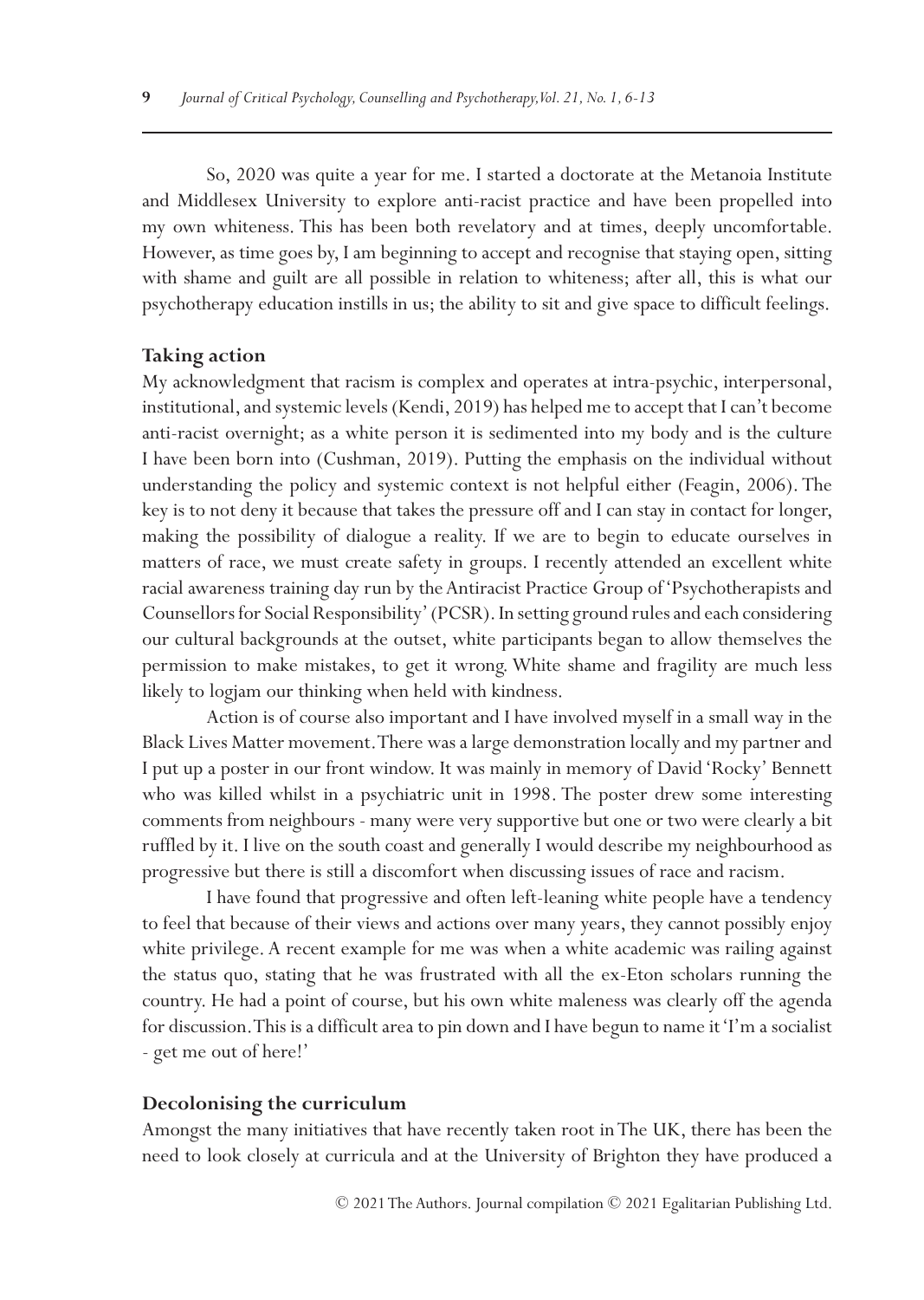So, 2020 was quite a year for me. I started a doctorate at the Metanoia Institute and Middlesex University to explore anti-racist practice and have been propelled into my own whiteness. This has been both revelatory and at times, deeply uncomfortable. However, as time goes by, I am beginning to accept and recognise that staying open, sitting with shame and guilt are all possible in relation to whiteness; after all, this is what our psychotherapy education instills in us; the ability to sit and give space to difficult feelings.

## Taking action

My acknowledgment that racism is complex and operates at intra-psychic, interpersonal, institutional, and systemic levels (Kendi, 2019) has helped me to accept that I can't become anti-racist overnight; as a white person it is sedimented into my body and is the culture I have been born into (Cushman, 2019). Putting the emphasis on the individual without understanding the policy and systemic context is not helpful either (Feagin, 2006). The key is to not deny it because that takes the pressure off and I can stay in contact for longer, making the possibility of dialogue a reality. If we are to begin to educate ourselves in matters of race, we must create safety in groups. I recently attended an excellent white racial awareness training day run by the Antiracist Practice Group of 'Psychotherapists and Counsellors for Social Responsibility' (PCSR). In setting ground rules and each considering our cultural backgrounds at the outset, white participants began to allow themselves the permission to make mistakes, to get it wrong. White shame and fragility are much less likely to logjam our thinking when held with kindness.

Action is of course also important and I have involved myself in a small way in the Black Lives Matter movement. There was a large demonstration locally and my partner and I put up a poster in our front window. It was mainly in memory of David 'Rocky' Bennett who was killed whilst in a psychiatric unit in 1998. The poster drew some interesting comments from neighbours - many were very supportive but one or two were clearly a bit ruffled by it. I live on the south coast and generally I would describe my neighbourhood as progressive but there is still a discomfort when discussing issues of race and racism.

I have found that progressive and often left-leaning white people have a tendency to feel that because of their views and actions over many years, they cannot possibly enjoy white privilege. A recent example for me was when a white academic was railing against the status quo, stating that he was frustrated with all the ex-Eton scholars running the country. He had a point of course, but his own white maleness was clearly off the agenda for discussion. This is a difficult area to pin down and I have begun to name it 'I'm a socialist - get me out of here!'

## Decolonising the curriculum

Amongst the many initiatives that have recently taken root in The UK, there has been the need to look closely at curricula and at the University of Brighton they have produced a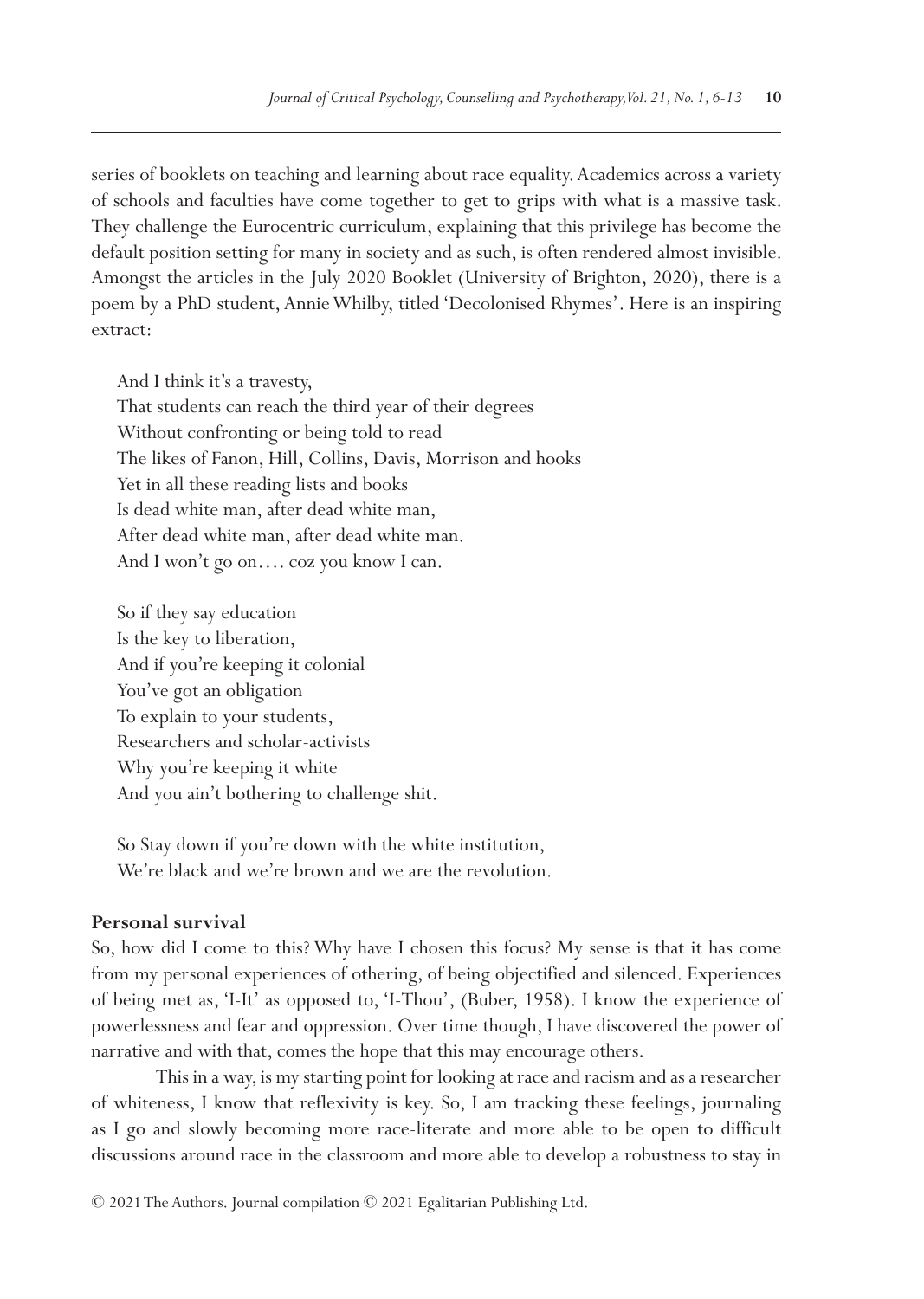series of booklets on teaching and learning about race equality. Academics across a variety of schools and faculties have come together to get to grips with what is a massive task. They challenge the Eurocentric curriculum, explaining that this privilege has become the default position setting for many in society and as such, is often rendered almost invisible. Amongst the articles in the July 2020 Booklet (University of Brighton, 2020), there is a poem by a PhD student, Annie Whilby, titled 'Decolonised Rhymes'. Here is an inspiring extract:

> And I think it's a travesty,
> That students can reach the third year of their degrees
> Without confronting or being told to read
> The likes of Fanon, Hill, Collins, Davis, Morrison and hooks
> Yet in all these reading lists and books
> Is dead white man, after dead white man,
> After dead white man, after dead white man.
> And I won't go on…. coz you know I can.
>
> So if they say education
> Is the key to liberation,
> And if you're keeping it colonial
> You've got an obligation
> To explain to your students,
> Researchers and scholar-activists
> Why you're keeping it white
> And you ain't bothering to challenge shit.
>
> So Stay down if you're down with the white institution,
> We're black and we're brown and we are the revolution.

**Personal survival**

So, how did I come to this? Why have I chosen this focus? My sense is that it has come from my personal experiences of othering, of being objectified and silenced. Experiences of being met as, 'I-It' as opposed to, 'I-Thou', (Buber, 1958). I know the experience of powerlessness and fear and oppression. Over time though, I have discovered the power of narrative and with that, comes the hope that this may encourage others.

This in a way, is my starting point for looking at race and racism and as a researcher of whiteness, I know that reflexivity is key. So, I am tracking these feelings, journaling as I go and slowly becoming more race-literate and more able to be open to difficult discussions around race in the classroom and more able to develop a robustness to stay in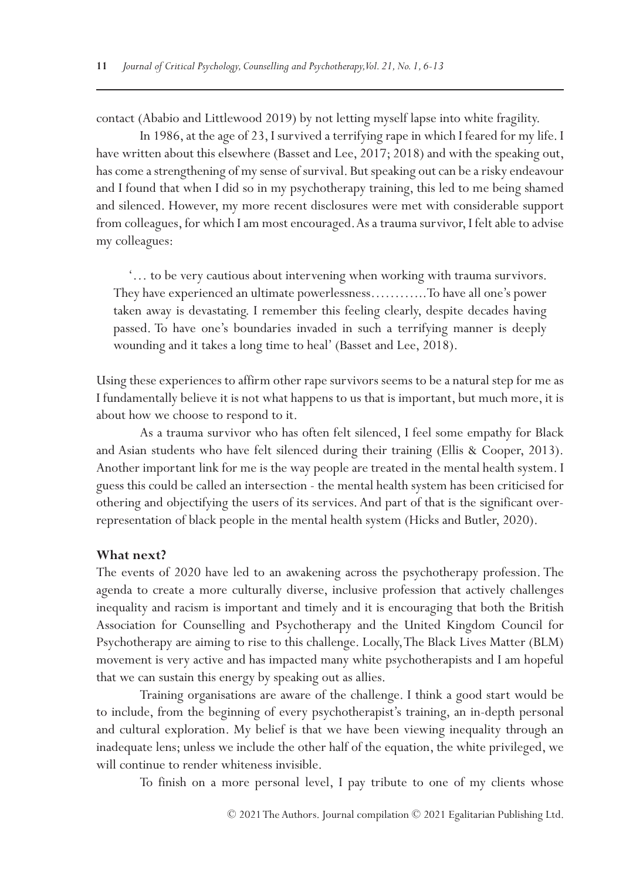contact (Ababio and Littlewood 2019) by not letting myself lapse into white fragility.

In 1986, at the age of 23, I survived a terrifying rape in which I feared for my life. I have written about this elsewhere (Basset and Lee, 2017; 2018) and with the speaking out, has come a strengthening of my sense of survival. But speaking out can be a risky endeavour and I found that when I did so in my psychotherapy training, this led to me being shamed and silenced. However, my more recent disclosures were met with considerable support from colleagues, for which I am most encouraged. As a trauma survivor, I felt able to advise my colleagues:

> '... to be very cautious about intervening when working with trauma survivors. They have experienced an ultimate powerlessness...........To have all one's power taken away is devastating. I remember this feeling clearly, despite decades having passed. To have one's boundaries invaded in such a terrifying manner is deeply wounding and it takes a long time to heal' (Basset and Lee, 2018).

Using these experiences to affirm other rape survivors seems to be a natural step for me as I fundamentally believe it is not what happens to us that is important, but much more, it is about how we choose to respond to it.

As a trauma survivor who has often felt silenced, I feel some empathy for Black and Asian students who have felt silenced during their training (Ellis & Cooper, 2013). Another important link for me is the way people are treated in the mental health system. I guess this could be called an intersection - the mental health system has been criticised for othering and objectifying the users of its services. And part of that is the significant over-representation of black people in the mental health system (Hicks and Butler, 2020).

**What next?**

The events of 2020 have led to an awakening across the psychotherapy profession. The agenda to create a more culturally diverse, inclusive profession that actively challenges inequality and racism is important and timely and it is encouraging that both the British Association for Counselling and Psychotherapy and the United Kingdom Council for Psychotherapy are aiming to rise to this challenge. Locally, The Black Lives Matter (BLM) movement is very active and has impacted many white psychotherapists and I am hopeful that we can sustain this energy by speaking out as allies.

Training organisations are aware of the challenge. I think a good start would be to include, from the beginning of every psychotherapist's training, an in-depth personal and cultural exploration. My belief is that we have been viewing inequality through an inadequate lens; unless we include the other half of the equation, the white privileged, we will continue to render whiteness invisible.

To finish on a more personal level, I pay tribute to one of my clients whose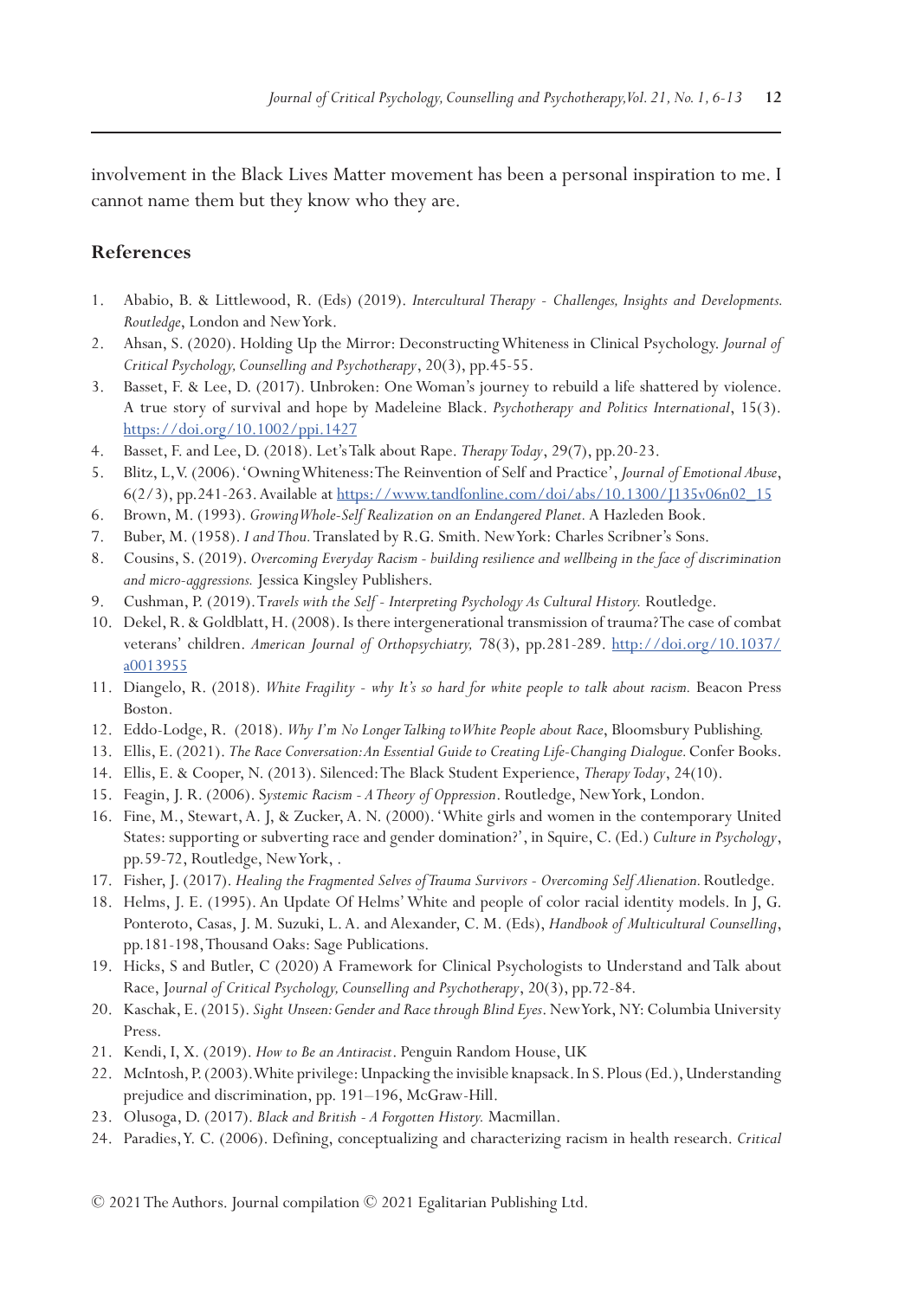involvement in the Black Lives Matter movement has been a personal inspiration to me. I cannot name them but they know who they are.

## References

1. Ababio, B. & Littlewood, R. (Eds) (2019). *Intercultural Therapy - Challenges, Insights and Developments. Routledge*, London and New York.
2. Ahsan, S. (2020). Holding Up the Mirror: Deconstructing Whiteness in Clinical Psychology. *Journal of Critical Psychology, Counselling and Psychotherapy*, 20(3), pp.45-55.
3. Basset, F. & Lee, D. (2017). Unbroken: One Woman's journey to rebuild a life shattered by violence. A true story of survival and hope by Madeleine Black. *Psychotherapy and Politics International*, 15(3). https://doi.org/10.1002/ppi.1427
4. Basset, F. and Lee, D. (2018). Let's Talk about Rape. *Therapy Today*, 29(7), pp.20-23.
5. Blitz, L, V. (2006). 'Owning Whiteness: The Reinvention of Self and Practice', *Journal of Emotional Abuse*, 6(2/3), pp.241-263. Available at https://www.tandfonline.com/doi/abs/10.1300/J135v06n02_15
6. Brown, M. (1993). *Growing Whole-Self Realization on an Endangered Planet*. A Hazleden Book.
7. Buber, M. (1958). *I and Thou*. Translated by R.G. Smith. New York: Charles Scribner's Sons.
8. Cousins, S. (2019). *Overcoming Everyday Racism - building resilience and wellbeing in the face of discrimination and micro-aggressions.* Jessica Kingsley Publishers.
9. Cushman, P. (2019). T*ravels with the Self - Interpreting Psychology As Cultural History.* Routledge.
10. Dekel, R. & Goldblatt, H. (2008). Is there intergenerational transmission of trauma? The case of combat veterans' children. *American Journal of Orthopsychiatry,* 78(3), pp.281-289. http://doi.org/10.1037/a0013955
11. Diangelo, R. (2018). *White Fragility - why It's so hard for white people to talk about racism.* Beacon Press Boston.
12. Eddo-Lodge, R. (2018). *Why I'm No Longer Talking to White People about Race*, Bloomsbury Publishing.
13. Ellis, E. (2021). *The Race Conversation: An Essential Guide to Creating Life-Changing Dialogue.* Confer Books.
14. Ellis, E. & Cooper, N. (2013). Silenced: The Black Student Experience, *Therapy Today*, 24(10).
15. Feagin, J. R. (2006). S*ystemic Racism - A Theory of Oppression*. Routledge, New York, London.
16. Fine, M., Stewart, A. J, & Zucker, A. N. (2000). 'White girls and women in the contemporary United States: supporting or subverting race and gender domination?', in Squire, C. (Ed.) *Culture in Psychology*, pp.59-72, Routledge, New York, .
17. Fisher, J. (2017). *Healing the Fragmented Selves of Trauma Survivors - Overcoming Self Alienation.* Routledge.
18. Helms, J. E. (1995). An Update Of Helms' White and people of color racial identity models. In J, G. Ponteroto, Casas, J. M. Suzuki, L. A. and Alexander, C. M. (Eds), *Handbook of Multicultural Counselling*, pp.181-198, Thousand Oaks: Sage Publications.
19. Hicks, S and Butler, C (2020) A Framework for Clinical Psychologists to Understand and Talk about Race, J*ournal of Critical Psychology, Counselling and Psychotherapy*, 20(3), pp.72-84.
20. Kaschak, E. (2015). *Sight Unseen: Gender and Race through Blind Eyes*. New York, NY: Columbia University Press.
21. Kendi, I, X. (2019). *How to Be an Antiracist*. Penguin Random House, UK
22. McIntosh, P. (2003). White privilege: Unpacking the invisible knapsack. In S. Plous (Ed.), Understanding prejudice and discrimination, pp. 191–196, McGraw-Hill.
23. Olusoga, D. (2017). *Black and British - A Forgotten History.* Macmillan.
24. Paradies, Y. C. (2006). Defining, conceptualizing and characterizing racism in health research. *Critical*

© 2021 The Authors. Journal compilation © 2021 Egalitarian Publishing Ltd.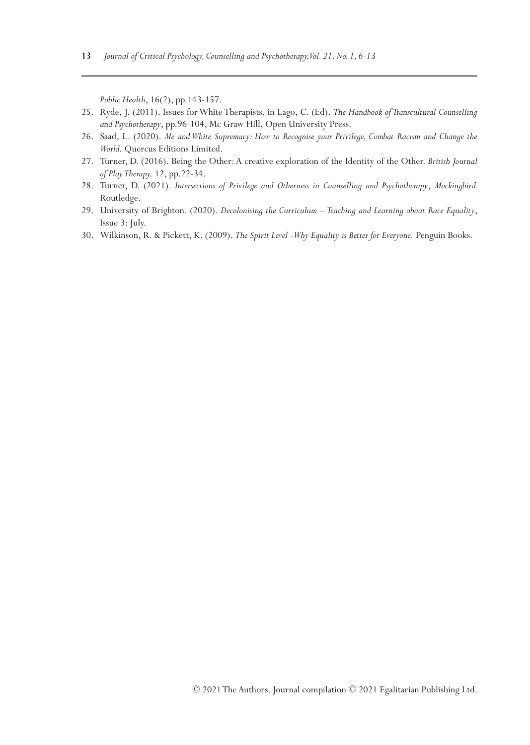*Public Health*, 16(2), pp.143-157.

25. Ryde, J. (2011). Issues for White Therapists, in Lago, C. (Ed). *The Handbook of Transcultural Counselling and Psychotherapy*, pp.96-104, Mc Graw Hill, Open University Press.
26. Saad, L. (2020). *Me and White Supremacy: How to Recognise your Privilege, Combat Racism and Change the World.* Quercus Editions Limited.
27. Turner, D. (2016). Being the Other: A creative exploration of the Identity of the Other. *British Journal of Play Therapy,* 12, pp.22-34.
28. Turner, D. (2021). *Intersections of Privilege and Otherness in Counselling and Psychotherapy*, *Mockingbird.* Routledge.
29. University of Brighton. (2020). *Decolonising the Curriculum – Teaching and Learning about Race Equality*, Issue 3: July.
30. Wilkinson, R. & Pickett, K. (2009). *The Spirit Level -Why Equality is Better for Everyone.* Penguin Books.

© 2021 The Authors. Journal compilation © 2021 Egalitarian Publishing Ltd.